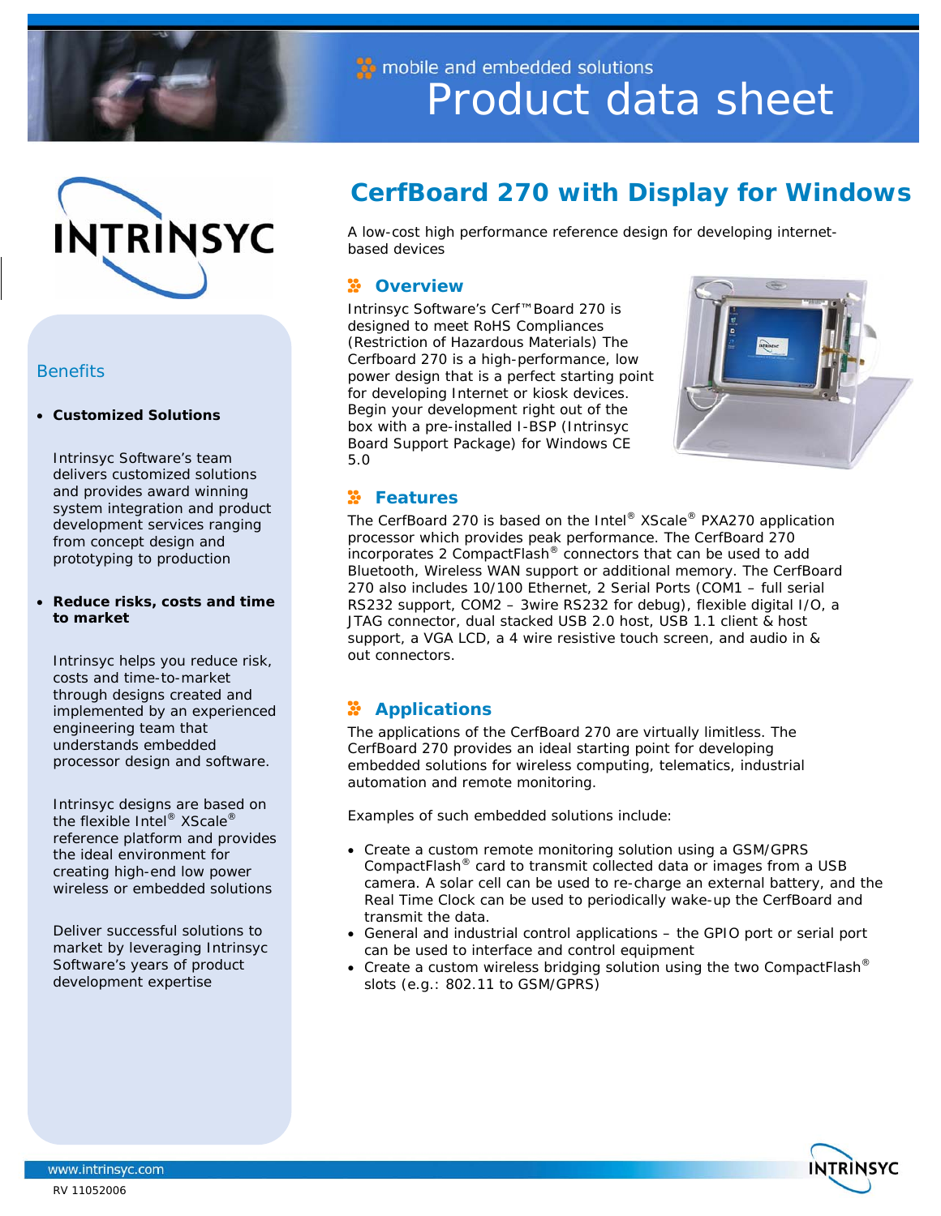mobile and embedded solutions

# Product data sheet

## CerfBoard 270 with Display for Windows

A low-cost high performance reference design for developing internet-based devices

### Overview

Intrinsyc Software's Cerf™Board 270 is designed to meet RoHS Compliances (Restriction of Hazardous Materials) The Cerfboard 270 is a high-performance, low power design that is a perfect starting point for developing Internet or kiosk devices. Begin your development right out of the box with a pre-installed I-BSP (Intrinsyc Board Support Package) for Windows CE 5.0

### Features

The CerfBoard 270 is based on the Intel® XScale® PXA270 application processor which provides peak performance. The CerfBoard 270 incorporates 2 CompactFlash® connectors that can be used to add Bluetooth, Wireless WAN support or additional memory. The CerfBoard 270 also includes 10/100 Ethernet, 2 Serial Ports (COM1 – full serial RS232 support, COM2 – 3wire RS232 for debug), flexible digital I/O, a JTAG connector, dual stacked USB 2.0 host, USB 1.1 client & host support, a VGA LCD, a 4 wire resistive touch screen, and audio in & out connectors.

### Applications

The applications of the CerfBoard 270 are virtually limitless. The CerfBoard 270 provides an ideal starting point for developing embedded solutions for wireless computing, telematics, industrial automation and remote monitoring.

Examples of such embedded solutions include:

- Create a custom remote monitoring solution using a GSM/GPRS CompactFlash® card to transmit collected data or images from a USB camera. A solar cell can be used to re-charge an external battery, and the Real Time Clock can be used to periodically wake-up the CerfBoard and transmit the data.
- General and industrial control applications – the GPIO port or serial port can be used to interface and control equipment
- Create a custom wireless bridging solution using the two CompactFlash® slots (e.g.: 802.11 to GSM/GPRS)

### Benefits

- **Customized Solutions**

  Intrinsyc Software's team delivers customized solutions and provides award winning system integration and product development services ranging from concept design and prototyping to production

- **Reduce risks, costs and time to market**

  Intrinsyc helps you reduce risk, costs and time-to-market through designs created and implemented by an experienced engineering team that understands embedded processor design and software.

  Intrinsyc designs are based on the flexible Intel® XScale® reference platform and provides the ideal environment for creating high-end low power wireless or embedded solutions

  Deliver successful solutions to market by leveraging Intrinsyc Software's years of product development expertise

www.intrinsyc.com

RV 11052006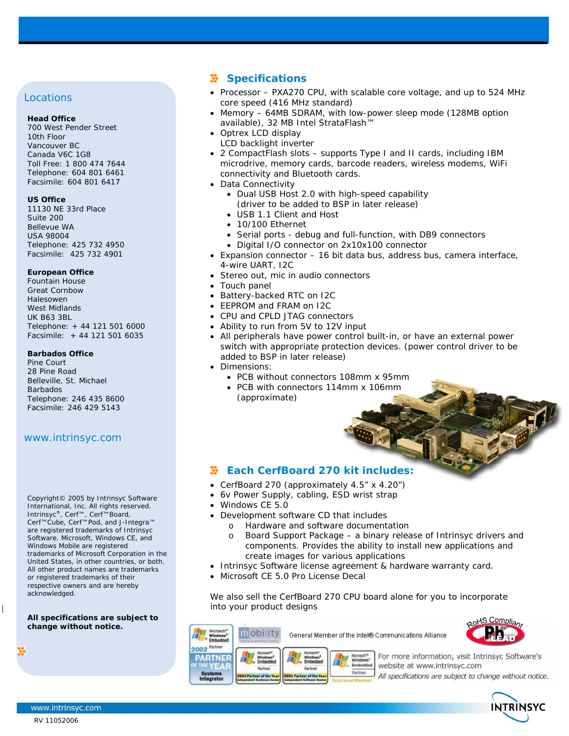## Locations

**Head Office**
700 West Pender Street
10th Floor
Vancouver BC
Canada V6C 1G8
Toll Free: 1 800 474 7644
Telephone: 604 801 6461
Facsimile: 604 801 6417

**US Office**
11130 NE 33rd Place
Suite 200
Bellevue WA
USA 98004
Telephone: 425 732 4950
Facsimile: 425 732 4901

**European Office**
Fountain House
Great Cornbow
Halesowen
West Midlands
UK B63 3BL
Telephone: + 44 121 501 6000
Facsimile: + 44 121 501 6035

**Barbados Office**
Pine Court
28 Pine Road
Belleville, St. Michael
Barbados
Telephone: 246 435 8600
Facsimile: 246 429 5143

www.intrinsyc.com

Copyright© 2005 by Intrinsyc Software International, Inc. All rights reserved. Intrinsyc®, Cerf™, Cerf™Board, Cerf™Cube, Cerf™Pod, and J-Integra™ are registered trademarks of Intrinsyc Software. Microsoft, Windows CE, and Windows Mobile are registered trademarks of Microsoft Corporation in the United States, in other countries, or both. All other product names are trademarks or registered trademarks of their respective owners and are hereby acknowledged.

**All specifications are subject to change without notice.**

## Specifications

- Processor – PXA270 CPU, with scalable core voltage, and up to 524 MHz core speed (416 MHz standard)
- Memory – 64MB SDRAM, with low-power sleep mode (128MB option available), 32 MB Intel StrataFlash™
- Optrex LCD display
  LCD backlight inverter
- 2 CompactFlash slots – supports Type I and II cards, including IBM microdrive, memory cards, barcode readers, wireless modems, WiFi connectivity and Bluetooth cards.
- Data Connectivity
  - Dual USB Host 2.0 with high-speed capability (driver to be added to BSP in later release)
  - USB 1.1 Client and Host
  - 10/100 Ethernet
  - Serial ports - debug and full-function, with DB9 connectors
  - Digital I/O connector on 2x10x100 connector
- Expansion connector – 16 bit data bus, address bus, camera interface, 4-wire UART, I2C
- Stereo out, mic in audio connectors
- Touch panel
- Battery-backed RTC on I2C
- EEPROM and FRAM on I2C
- CPU and CPLD JTAG connectors
- Ability to run from 5V to 12V input
- All peripherals have power control built-in, or have an external power switch with appropriate protection devices. (power control driver to be added to BSP in later release)
- Dimensions:
  - PCB without connectors 108mm x 95mm
  - PCB with connectors 114mm x 106mm (approximate)

## Each CerfBoard 270 kit includes:

- CerfBoard 270 (approximately 4.5" x 4.20")
- 6v Power Supply, cabling, ESD wrist strap
- Windows CE 5.0
- Development software CD that includes
  - Hardware and software documentation
  - Board Support Package – a binary release of Intrinsyc drivers and components. Provides the ability to install new applications and create images for various applications
- Intrinsyc Software license agreement & hardware warranty card.
- Microsoft CE 5.0 Pro License Decal

We also sell the CerfBoard 270 CPU board alone for you to incorporate into your product designs

General Member of the Intel® Communications Alliance

For more information, visit Intrinsyc Software's website at www.intrinsyc.com

*All specifications are subject to change without notice.*

RV 11052006